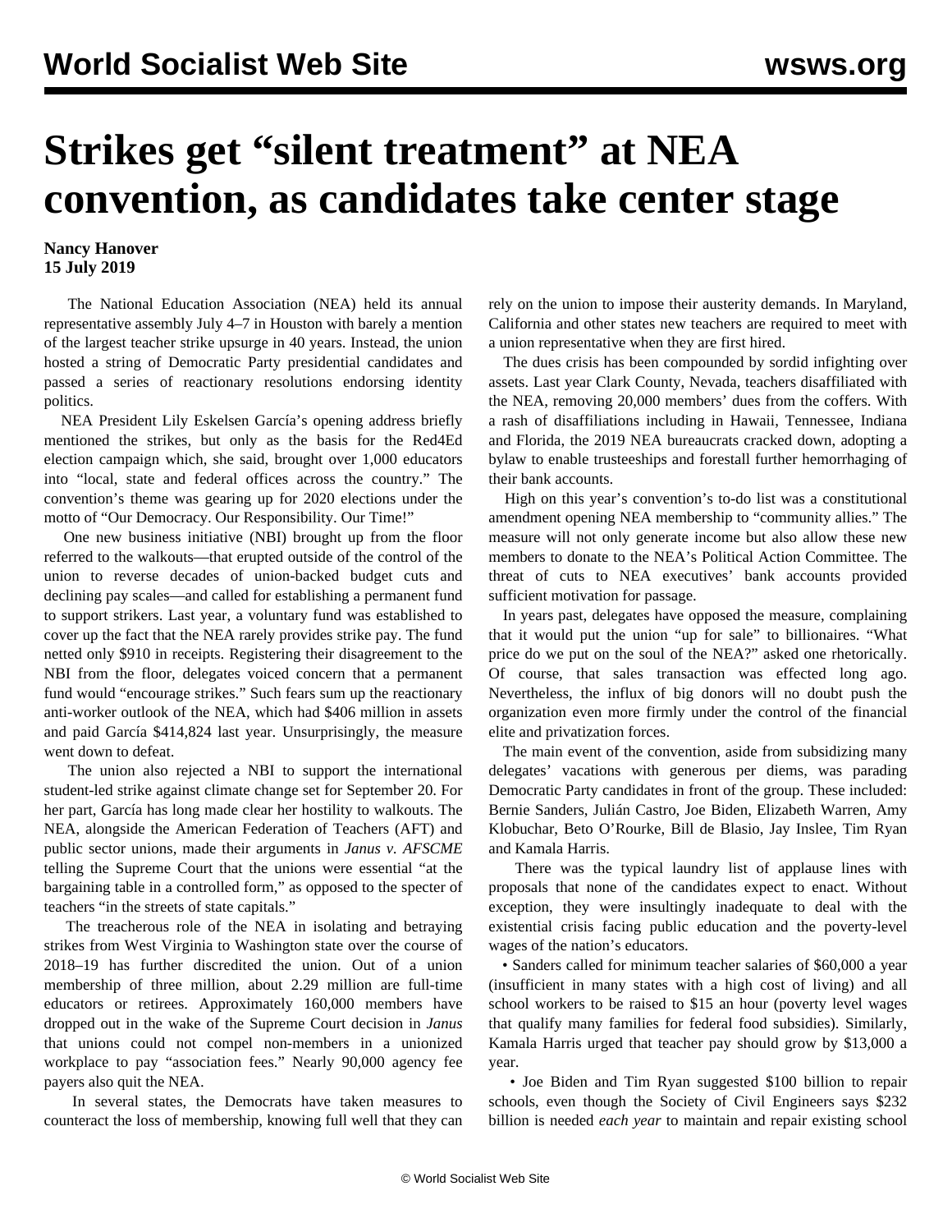# Strikes get "silent treatment" at NEA convention, as candidates take center stage

**Nancy Hanover**
**15 July 2019**

The National Education Association (NEA) held its annual representative assembly July 4–7 in Houston with barely a mention of the largest teacher strike upsurge in 40 years. Instead, the union hosted a string of Democratic Party presidential candidates and passed a series of reactionary resolutions endorsing identity politics.

NEA President Lily Eskelsen García's opening address briefly mentioned the strikes, but only as the basis for the Red4Ed election campaign which, she said, brought over 1,000 educators into "local, state and federal offices across the country." The convention's theme was gearing up for 2020 elections under the motto of "Our Democracy. Our Responsibility. Our Time!"

One new business initiative (NBI) brought up from the floor referred to the walkouts—that erupted outside of the control of the union to reverse decades of union-backed budget cuts and declining pay scales—and called for establishing a permanent fund to support strikers. Last year, a voluntary fund was established to cover up the fact that the NEA rarely provides strike pay. The fund netted only $910 in receipts. Registering their disagreement to the NBI from the floor, delegates voiced concern that a permanent fund would "encourage strikes." Such fears sum up the reactionary anti-worker outlook of the NEA, which had $406 million in assets and paid García $414,824 last year. Unsurprisingly, the measure went down to defeat.

The union also rejected a NBI to support the international student-led strike against climate change set for September 20. For her part, García has long made clear her hostility to walkouts. The NEA, alongside the American Federation of Teachers (AFT) and public sector unions, made their arguments in *Janus v. AFSCME* telling the Supreme Court that the unions were essential "at the bargaining table in a controlled form," as opposed to the specter of teachers "in the streets of state capitals."

The treacherous role of the NEA in isolating and betraying strikes from West Virginia to Washington state over the course of 2018–19 has further discredited the union. Out of a union membership of three million, about 2.29 million are full-time educators or retirees. Approximately 160,000 members have dropped out in the wake of the Supreme Court decision in *Janus* that unions could not compel non-members in a unionized workplace to pay "association fees." Nearly 90,000 agency fee payers also quit the NEA.

In several states, the Democrats have taken measures to counteract the loss of membership, knowing full well that they can rely on the union to impose their austerity demands. In Maryland, California and other states new teachers are required to meet with a union representative when they are first hired.

The dues crisis has been compounded by sordid infighting over assets. Last year Clark County, Nevada, teachers disaffiliated with the NEA, removing 20,000 members' dues from the coffers. With a rash of disaffiliations including in Hawaii, Tennessee, Indiana and Florida, the 2019 NEA bureaucrats cracked down, adopting a bylaw to enable trusteeships and forestall further hemorrhaging of their bank accounts.

High on this year's convention's to-do list was a constitutional amendment opening NEA membership to "community allies." The measure will not only generate income but also allow these new members to donate to the NEA's Political Action Committee. The threat of cuts to NEA executives' bank accounts provided sufficient motivation for passage.

In years past, delegates have opposed the measure, complaining that it would put the union "up for sale" to billionaires. "What price do we put on the soul of the NEA?" asked one rhetorically. Of course, that sales transaction was effected long ago. Nevertheless, the influx of big donors will no doubt push the organization even more firmly under the control of the financial elite and privatization forces.

The main event of the convention, aside from subsidizing many delegates' vacations with generous per diems, was parading Democratic Party candidates in front of the group. These included: Bernie Sanders, Julián Castro, Joe Biden, Elizabeth Warren, Amy Klobuchar, Beto O'Rourke, Bill de Blasio, Jay Inslee, Tim Ryan and Kamala Harris.

There was the typical laundry list of applause lines with proposals that none of the candidates expect to enact. Without exception, they were insultingly inadequate to deal with the existential crisis facing public education and the poverty-level wages of the nation's educators.

- Sanders called for minimum teacher salaries of $60,000 a year (insufficient in many states with a high cost of living) and all school workers to be raised to $15 an hour (poverty level wages that qualify many families for federal food subsidies). Similarly, Kamala Harris urged that teacher pay should grow by $13,000 a year.
- Joe Biden and Tim Ryan suggested $100 billion to repair schools, even though the Society of Civil Engineers says $232 billion is needed *each year* to maintain and repair existing school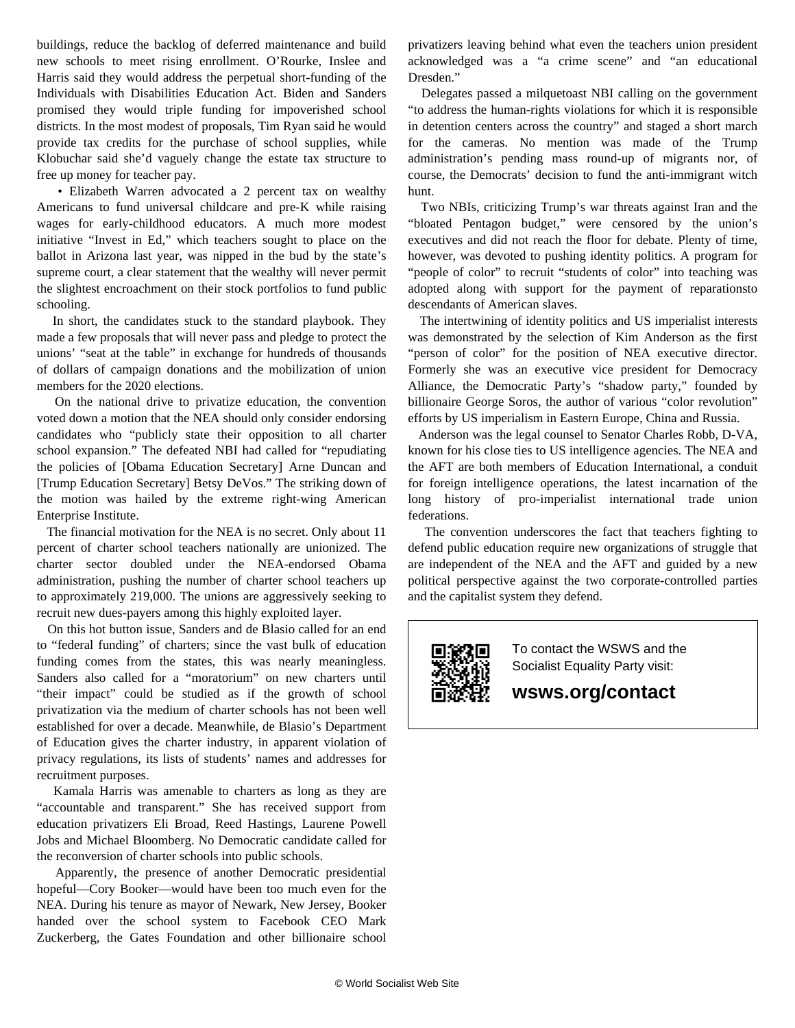buildings, reduce the backlog of deferred maintenance and build new schools to meet rising enrollment. O'Rourke, Inslee and Harris said they would address the perpetual short-funding of the Individuals with Disabilities Education Act. Biden and Sanders promised they would triple funding for impoverished school districts. In the most modest of proposals, Tim Ryan said he would provide tax credits for the purchase of school supplies, while Klobuchar said she'd vaguely change the estate tax structure to free up money for teacher pay.

• Elizabeth Warren advocated a 2 percent tax on wealthy Americans to fund universal childcare and pre-K while raising wages for early-childhood educators. A much more modest initiative "Invest in Ed," which teachers sought to place on the ballot in Arizona last year, was nipped in the bud by the state's supreme court, a clear statement that the wealthy will never permit the slightest encroachment on their stock portfolios to fund public schooling.

In short, the candidates stuck to the standard playbook. They made a few proposals that will never pass and pledge to protect the unions' "seat at the table" in exchange for hundreds of thousands of dollars of campaign donations and the mobilization of union members for the 2020 elections.

On the national drive to privatize education, the convention voted down a motion that the NEA should only consider endorsing candidates who "publicly state their opposition to all charter school expansion." The defeated NBI had called for "repudiating the policies of [Obama Education Secretary] Arne Duncan and [Trump Education Secretary] Betsy DeVos." The striking down of the motion was hailed by the extreme right-wing American Enterprise Institute.

The financial motivation for the NEA is no secret. Only about 11 percent of charter school teachers nationally are unionized. The charter sector doubled under the NEA-endorsed Obama administration, pushing the number of charter school teachers up to approximately 219,000. The unions are aggressively seeking to recruit new dues-payers among this highly exploited layer.

On this hot button issue, Sanders and de Blasio called for an end to "federal funding" of charters; since the vast bulk of education funding comes from the states, this was nearly meaningless. Sanders also called for a "moratorium" on new charters until "their impact" could be studied as if the growth of school privatization via the medium of charter schools has not been well established for over a decade. Meanwhile, de Blasio's Department of Education gives the charter industry, in apparent violation of privacy regulations, its lists of students' names and addresses for recruitment purposes.

Kamala Harris was amenable to charters as long as they are "accountable and transparent." She has received support from education privatizers Eli Broad, Reed Hastings, Laurene Powell Jobs and Michael Bloomberg. No Democratic candidate called for the reconversion of charter schools into public schools.

Apparently, the presence of another Democratic presidential hopeful—Cory Booker—would have been too much even for the NEA. During his tenure as mayor of Newark, New Jersey, Booker handed over the school system to Facebook CEO Mark Zuckerberg, the Gates Foundation and other billionaire school privatizers leaving behind what even the teachers union president acknowledged was a "a crime scene" and "an educational Dresden."

Delegates passed a milquetoast NBI calling on the government "to address the human-rights violations for which it is responsible in detention centers across the country" and staged a short march for the cameras. No mention was made of the Trump administration's pending mass round-up of migrants nor, of course, the Democrats' decision to fund the anti-immigrant witch hunt.

Two NBIs, criticizing Trump's war threats against Iran and the "bloated Pentagon budget," were censored by the union's executives and did not reach the floor for debate. Plenty of time, however, was devoted to pushing identity politics. A program for "people of color" to recruit "students of color" into teaching was adopted along with support for the payment of reparationsto descendants of American slaves.

The intertwining of identity politics and US imperialist interests was demonstrated by the selection of Kim Anderson as the first "person of color" for the position of NEA executive director. Formerly she was an executive vice president for Democracy Alliance, the Democratic Party's "shadow party," founded by billionaire George Soros, the author of various "color revolution" efforts by US imperialism in Eastern Europe, China and Russia.

Anderson was the legal counsel to Senator Charles Robb, D-VA, known for his close ties to US intelligence agencies. The NEA and the AFT are both members of Education International, a conduit for foreign intelligence operations, the latest incarnation of the long history of pro-imperialist international trade union federations.

The convention underscores the fact that teachers fighting to defend public education require new organizations of struggle that are independent of the NEA and the AFT and guided by a new political perspective against the two corporate-controlled parties and the capitalist system they defend.

To contact the WSWS and the Socialist Equality Party visit:

**wsws.org/contact**